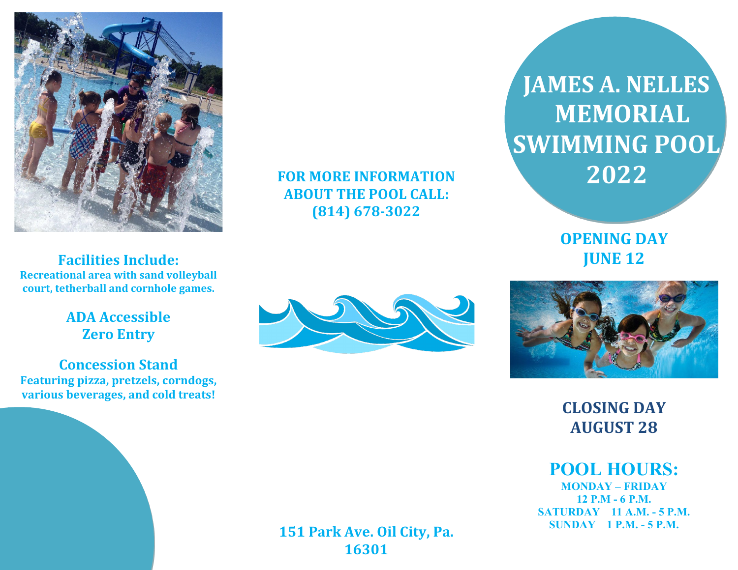# JAMES A. NELLES MEMORIAL SWIMMING POOL 2022

**OPENING DAY**
**JUNE 12**

**CLOSING DAY**
**AUGUST 28**

## POOL HOURS:

**MONDAY – FRIDAY**
**12 P.M - 6 P.M.**
**SATURDAY 11 A.M. - 5 P.M.**
**SUNDAY 1 P.M. - 5 P.M.**

**FOR MORE INFORMATION ABOUT THE POOL CALL:**
**(814) 678-3022**

**151 Park Ave. Oil City, Pa. 16301**

## Facilities Include:

**Recreational area with sand volleyball court, tetherball and cornhole games.**

## ADA Accessible Zero Entry

## Concession Stand

**Featuring pizza, pretzels, corndogs, various beverages, and cold treats!**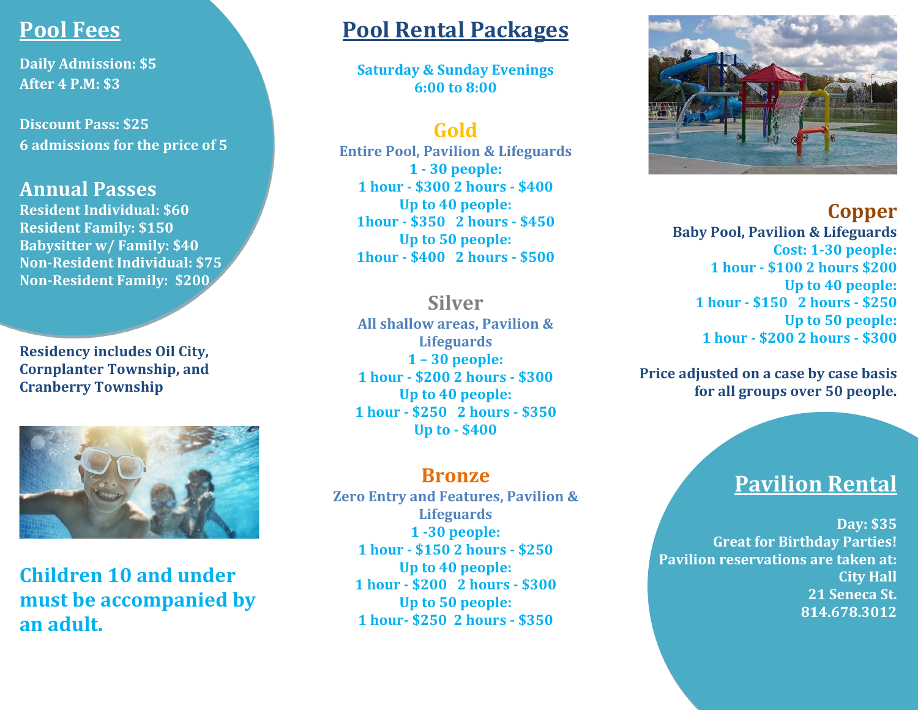## Pool Fees

**Daily Admission: $5**
**After 4 P.M: $3**

**Discount Pass: $25**
**6 admissions for the price of 5**

## Annual Passes

**Resident Individual: $60**
**Resident Family: $150**
**Babysitter w/ Family: $40**
**Non-Resident Individual: $75**
**Non-Resident Family: $200**

**Residency includes Oil City, Cornplanter Township, and Cranberry Township**

**Children 10 and under must be accompanied by an adult.**

## Pool Rental Packages

**Saturday & Sunday Evenings**
**6:00 to 8:00**

### Gold

**Entire Pool, Pavilion & Lifeguards**
**1 - 30 people:**
**1 hour - $300 2 hours - $400**
**Up to 40 people:**
**1hour - $350 2 hours - $450**
**Up to 50 people:**
**1hour - $400 2 hours - $500**

### Silver

**All shallow areas, Pavilion & Lifeguards**
**1 – 30 people:**
**1 hour - $200 2 hours - $300**
**Up to 40 people:**
**1 hour - $250 2 hours - $350**
**Up to - $400**

### Bronze

**Zero Entry and Features, Pavilion & Lifeguards**
**1 -30 people:**
**1 hour - $150 2 hours - $250**
**Up to 40 people:**
**1 hour - $200 2 hours - $300**
**Up to 50 people:**
**1 hour- $250 2 hours - $350**

### Copper

**Baby Pool, Pavilion & Lifeguards**
**Cost: 1-30 people:**
**1 hour - $100 2 hours $200**
**Up to 40 people:**
**1 hour - $150 2 hours - $250**
**Up to 50 people:**
**1 hour - $200 2 hours - $300**

**Price adjusted on a case by case basis for all groups over 50 people.**

## Pavilion Rental

**Day: $35**
**Great for Birthday Parties!**
**Pavilion reservations are taken at:**
**City Hall**
**21 Seneca St.**
**814.678.3012**